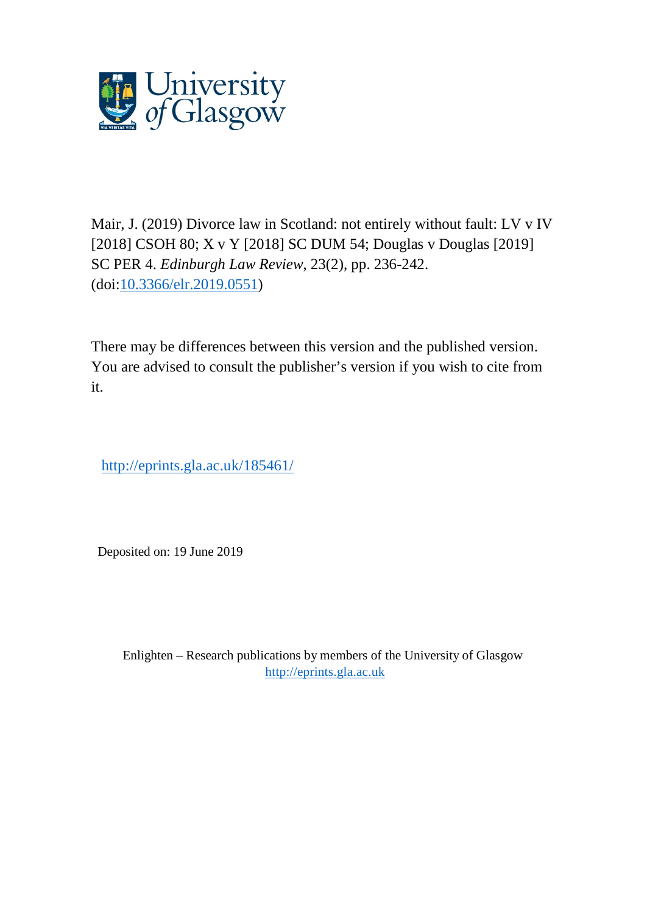University of Glasgow

Mair, J. (2019) Divorce law in Scotland: not entirely without fault: LV v IV [2018] CSOH 80; X v Y [2018] SC DUM 54; Douglas v Douglas [2019] SC PER 4. *Edinburgh Law Review*, 23(2), pp. 236-242. (doi:[10.3366/elr.2019.0551](https://doi.org/10.3366/elr.2019.0551))

There may be differences between this version and the published version. You are advised to consult the publisher's version if you wish to cite from it.

http://eprints.gla.ac.uk/185461/

Deposited on: 19 June 2019

Enlighten – Research publications by members of the University of Glasgow
http://eprints.gla.ac.uk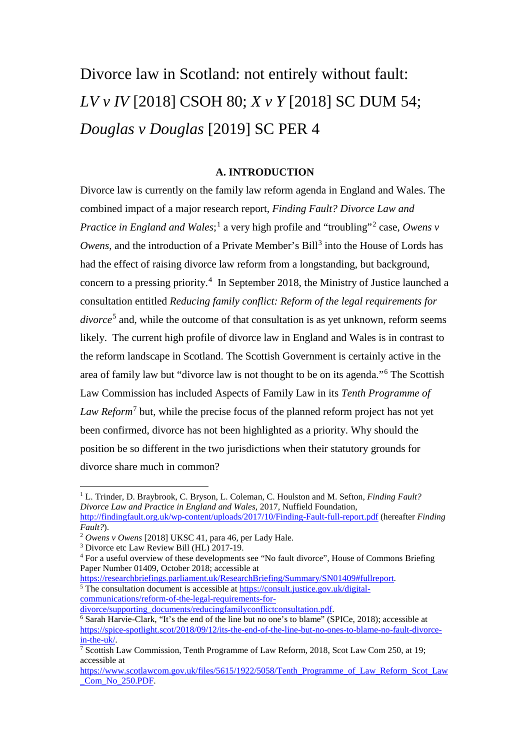# Divorce law in Scotland: not entirely without fault: *LV v IV* [2018] CSOH 80; *X v Y* [2018] SC DUM 54; *Douglas v Douglas* [2019] SC PER 4

### A. INTRODUCTION

Divorce law is currently on the family law reform agenda in England and Wales. The combined impact of a major research report, *Finding Fault? Divorce Law and Practice in England and Wales*;[1] a very high profile and "troubling"[2] case, *Owens v Owens*, and the introduction of a Private Member's Bill[3] into the House of Lords has had the effect of raising divorce law reform from a longstanding, but background, concern to a pressing priority.[4] In September 2018, the Ministry of Justice launched a consultation entitled *Reducing family conflict: Reform of the legal requirements for divorce*[5] and, while the outcome of that consultation is as yet unknown, reform seems likely. The current high profile of divorce law in England and Wales is in contrast to the reform landscape in Scotland. The Scottish Government is certainly active in the area of family law but "divorce law is not thought to be on its agenda."[6] The Scottish Law Commission has included Aspects of Family Law in its *Tenth Programme of Law Reform*[7] but, while the precise focus of the planned reform project has not yet been confirmed, divorce has not been highlighted as a priority. Why should the position be so different in the two jurisdictions when their statutory grounds for divorce share much in common?

---

[1] L. Trinder, D. Braybrook, C. Bryson, L. Coleman, C. Houlston and M. Sefton, *Finding Fault? Divorce Law and Practice in England and Wales*, 2017, Nuffield Foundation, http://findingfault.org.uk/wp-content/uploads/2017/10/Finding-Fault-full-report.pdf (hereafter *Finding Fault?*).

[2] *Owens v Owens* [2018] UKSC 41, para 46, per Lady Hale.

[3] Divorce etc Law Review Bill (HL) 2017-19.

[4] For a useful overview of these developments see "No fault divorce", House of Commons Briefing Paper Number 01409, October 2018; accessible at https://researchbriefings.parliament.uk/ResearchBriefing/Summary/SN01409#fullreport.

[5] The consultation document is accessible at https://consult.justice.gov.uk/digital-communications/reform-of-the-legal-requirements-for-divorce/supporting_documents/reducingfamilyconflictconsultation.pdf.

[6] Sarah Harvie-Clark, "It's the end of the line but no one's to blame" (SPICe, 2018); accessible at https://spice-spotlight.scot/2018/09/12/its-the-end-of-the-line-but-no-ones-to-blame-no-fault-divorce-in-the-uk/.

[7] Scottish Law Commission, Tenth Programme of Law Reform, 2018, Scot Law Com 250, at 19; accessible at https://www.scotlawcom.gov.uk/files/5615/1922/5058/Tenth_Programme_of_Law_Reform_Scot_Law_Com_No_250.PDF.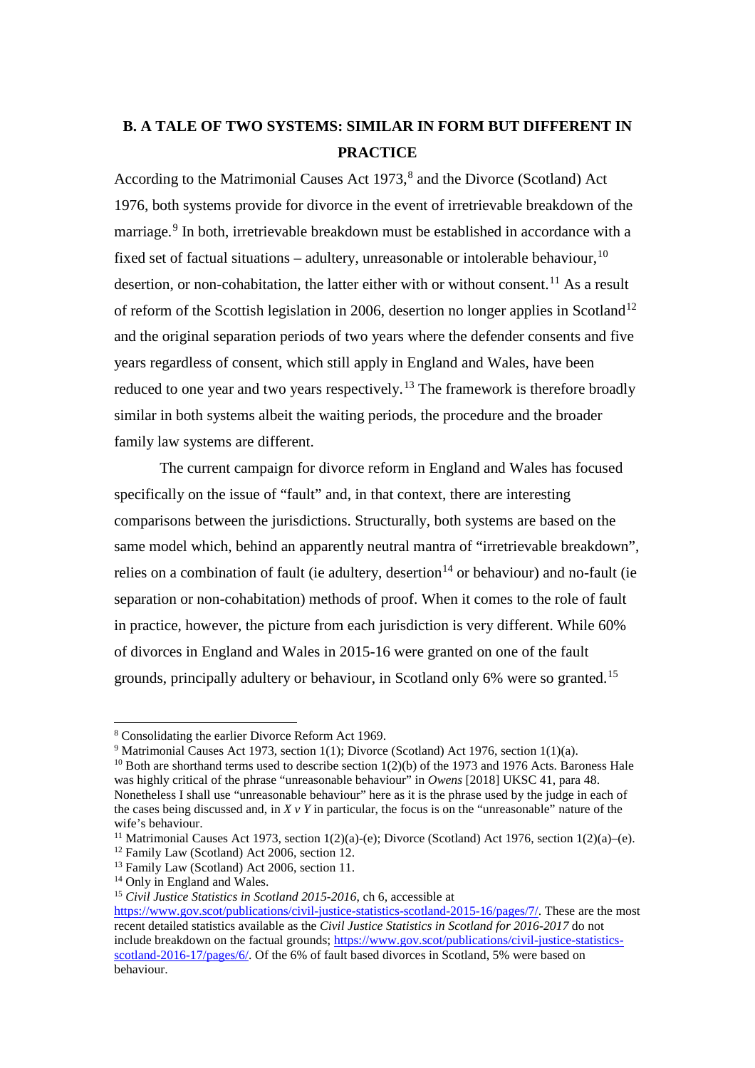## B. A TALE OF TWO SYSTEMS: SIMILAR IN FORM BUT DIFFERENT IN PRACTICE

According to the Matrimonial Causes Act 1973,[8] and the Divorce (Scotland) Act 1976, both systems provide for divorce in the event of irretrievable breakdown of the marriage.[9] In both, irretrievable breakdown must be established in accordance with a fixed set of factual situations – adultery, unreasonable or intolerable behaviour,[10] desertion, or non-cohabitation, the latter either with or without consent.[11] As a result of reform of the Scottish legislation in 2006, desertion no longer applies in Scotland[12] and the original separation periods of two years where the defender consents and five years regardless of consent, which still apply in England and Wales, have been reduced to one year and two years respectively.[13] The framework is therefore broadly similar in both systems albeit the waiting periods, the procedure and the broader family law systems are different.

The current campaign for divorce reform in England and Wales has focused specifically on the issue of "fault" and, in that context, there are interesting comparisons between the jurisdictions. Structurally, both systems are based on the same model which, behind an apparently neutral mantra of "irretrievable breakdown", relies on a combination of fault (ie adultery, desertion[14] or behaviour) and no-fault (ie separation or non-cohabitation) methods of proof. When it comes to the role of fault in practice, however, the picture from each jurisdiction is very different. While 60% of divorces in England and Wales in 2015-16 were granted on one of the fault grounds, principally adultery or behaviour, in Scotland only 6% were so granted.[15]

---

[8] Consolidating the earlier Divorce Reform Act 1969.

[9] Matrimonial Causes Act 1973, section 1(1); Divorce (Scotland) Act 1976, section 1(1)(a).

[10] Both are shorthand terms used to describe section 1(2)(b) of the 1973 and 1976 Acts. Baroness Hale was highly critical of the phrase "unreasonable behaviour" in *Owens* [2018] UKSC 41, para 48. Nonetheless I shall use "unreasonable behaviour" here as it is the phrase used by the judge in each of the cases being discussed and, in *X v Y* in particular, the focus is on the "unreasonable" nature of the wife's behaviour.

[11] Matrimonial Causes Act 1973, section 1(2)(a)-(e); Divorce (Scotland) Act 1976, section 1(2)(a)–(e).

[12] Family Law (Scotland) Act 2006, section 12.

[13] Family Law (Scotland) Act 2006, section 11.

[14] Only in England and Wales.

[15] *Civil Justice Statistics in Scotland 2015-2016*, ch 6, accessible at https://www.gov.scot/publications/civil-justice-statistics-scotland-2015-16/pages/7/. These are the most recent detailed statistics available as the *Civil Justice Statistics in Scotland for 2016-2017* do not include breakdown on the factual grounds; https://www.gov.scot/publications/civil-justice-statistics-scotland-2016-17/pages/6/. Of the 6% of fault based divorces in Scotland, 5% were based on behaviour.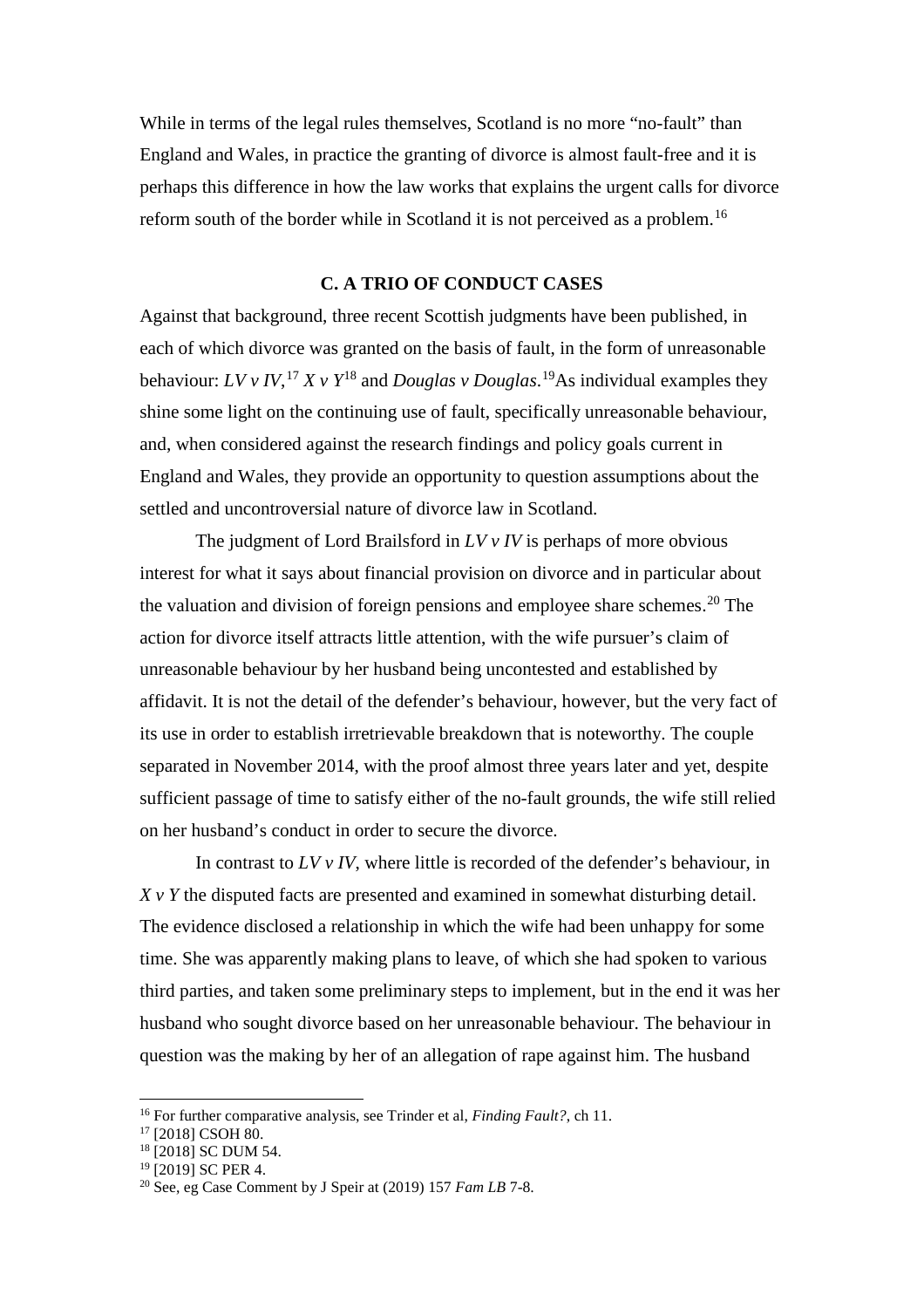While in terms of the legal rules themselves, Scotland is no more "no-fault" than England and Wales, in practice the granting of divorce is almost fault-free and it is perhaps this difference in how the law works that explains the urgent calls for divorce reform south of the border while in Scotland it is not perceived as a problem.[16]

## C. A TRIO OF CONDUCT CASES

Against that background, three recent Scottish judgments have been published, in each of which divorce was granted on the basis of fault, in the form of unreasonable behaviour: *LV v IV*,[17] *X v Y*[18] and *Douglas v Douglas*.[19]As individual examples they shine some light on the continuing use of fault, specifically unreasonable behaviour, and, when considered against the research findings and policy goals current in England and Wales, they provide an opportunity to question assumptions about the settled and uncontroversial nature of divorce law in Scotland.

The judgment of Lord Brailsford in *LV v IV* is perhaps of more obvious interest for what it says about financial provision on divorce and in particular about the valuation and division of foreign pensions and employee share schemes.[20] The action for divorce itself attracts little attention, with the wife pursuer's claim of unreasonable behaviour by her husband being uncontested and established by affidavit. It is not the detail of the defender's behaviour, however, but the very fact of its use in order to establish irretrievable breakdown that is noteworthy. The couple separated in November 2014, with the proof almost three years later and yet, despite sufficient passage of time to satisfy either of the no-fault grounds, the wife still relied on her husband's conduct in order to secure the divorce.

In contrast to *LV v IV*, where little is recorded of the defender's behaviour, in *X v Y* the disputed facts are presented and examined in somewhat disturbing detail. The evidence disclosed a relationship in which the wife had been unhappy for some time. She was apparently making plans to leave, of which she had spoken to various third parties, and taken some preliminary steps to implement, but in the end it was her husband who sought divorce based on her unreasonable behaviour. The behaviour in question was the making by her of an allegation of rape against him. The husband

---

[16] For further comparative analysis, see Trinder et al, *Finding Fault?*, ch 11.

[17] [2018] CSOH 80.

[18] [2018] SC DUM 54.

[19] [2019] SC PER 4.

[20] See, eg Case Comment by J Speir at (2019) 157 *Fam LB* 7-8.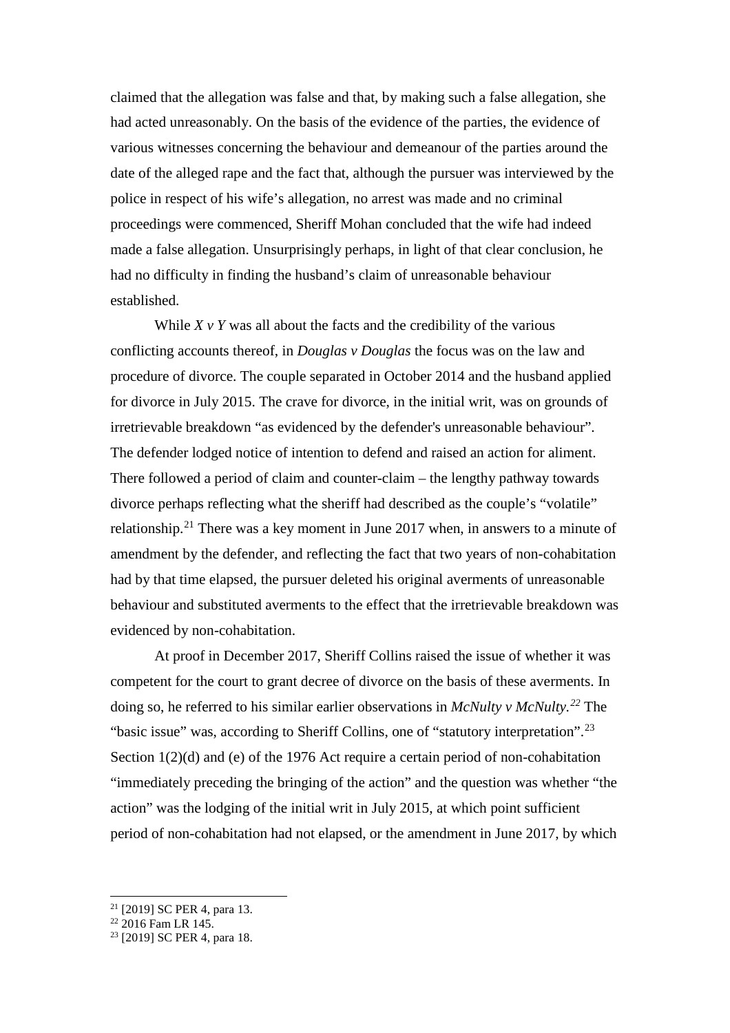claimed that the allegation was false and that, by making such a false allegation, she had acted unreasonably. On the basis of the evidence of the parties, the evidence of various witnesses concerning the behaviour and demeanour of the parties around the date of the alleged rape and the fact that, although the pursuer was interviewed by the police in respect of his wife's allegation, no arrest was made and no criminal proceedings were commenced, Sheriff Mohan concluded that the wife had indeed made a false allegation. Unsurprisingly perhaps, in light of that clear conclusion, he had no difficulty in finding the husband's claim of unreasonable behaviour established.

While *X v Y* was all about the facts and the credibility of the various conflicting accounts thereof, in *Douglas v Douglas* the focus was on the law and procedure of divorce. The couple separated in October 2014 and the husband applied for divorce in July 2015. The crave for divorce, in the initial writ, was on grounds of irretrievable breakdown "as evidenced by the defender's unreasonable behaviour". The defender lodged notice of intention to defend and raised an action for aliment. There followed a period of claim and counter-claim – the lengthy pathway towards divorce perhaps reflecting what the sheriff had described as the couple's "volatile" relationship.[21] There was a key moment in June 2017 when, in answers to a minute of amendment by the defender, and reflecting the fact that two years of non-cohabitation had by that time elapsed, the pursuer deleted his original averments of unreasonable behaviour and substituted averments to the effect that the irretrievable breakdown was evidenced by non-cohabitation.

At proof in December 2017, Sheriff Collins raised the issue of whether it was competent for the court to grant decree of divorce on the basis of these averments. In doing so, he referred to his similar earlier observations in *McNulty v McNulty.*[22] The "basic issue" was, according to Sheriff Collins, one of "statutory interpretation".[23] Section 1(2)(d) and (e) of the 1976 Act require a certain period of non-cohabitation "immediately preceding the bringing of the action" and the question was whether "the action" was the lodging of the initial writ in July 2015, at which point sufficient period of non-cohabitation had not elapsed, or the amendment in June 2017, by which

[21] [2019] SC PER 4, para 13.

[22] 2016 Fam LR 145.

[23] [2019] SC PER 4, para 18.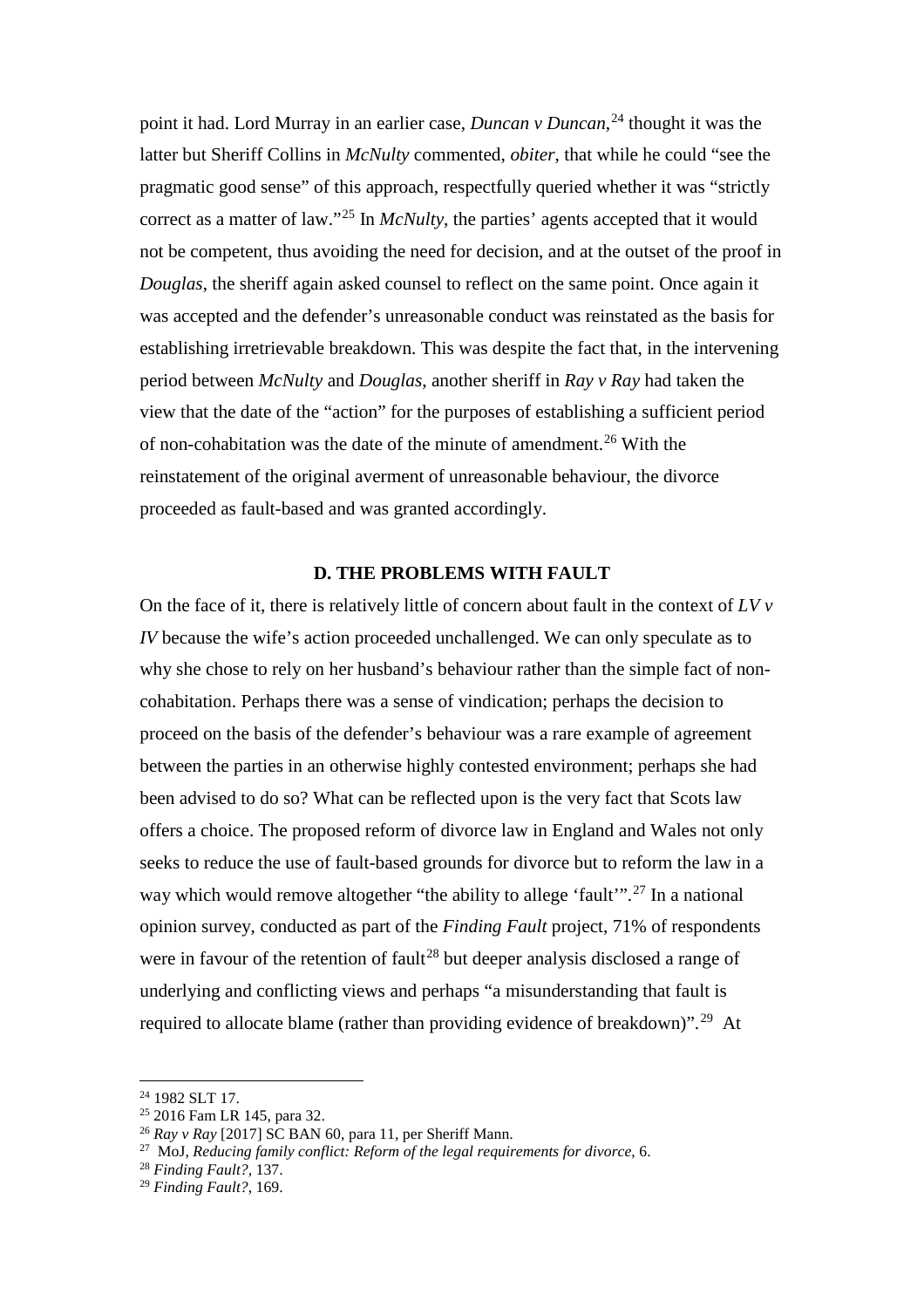point it had. Lord Murray in an earlier case, *Duncan v Duncan*,[24] thought it was the latter but Sheriff Collins in *McNulty* commented, *obiter*, that while he could "see the pragmatic good sense" of this approach, respectfully queried whether it was "strictly correct as a matter of law."[25] In *McNulty*, the parties' agents accepted that it would not be competent, thus avoiding the need for decision, and at the outset of the proof in *Douglas*, the sheriff again asked counsel to reflect on the same point. Once again it was accepted and the defender's unreasonable conduct was reinstated as the basis for establishing irretrievable breakdown. This was despite the fact that, in the intervening period between *McNulty* and *Douglas*, another sheriff in *Ray v Ray* had taken the view that the date of the "action" for the purposes of establishing a sufficient period of non-cohabitation was the date of the minute of amendment.[26] With the reinstatement of the original averment of unreasonable behaviour, the divorce proceeded as fault-based and was granted accordingly.

## D. THE PROBLEMS WITH FAULT

On the face of it, there is relatively little of concern about fault in the context of *LV v IV* because the wife's action proceeded unchallenged. We can only speculate as to why she chose to rely on her husband's behaviour rather than the simple fact of non-cohabitation. Perhaps there was a sense of vindication; perhaps the decision to proceed on the basis of the defender's behaviour was a rare example of agreement between the parties in an otherwise highly contested environment; perhaps she had been advised to do so? What can be reflected upon is the very fact that Scots law offers a choice. The proposed reform of divorce law in England and Wales not only seeks to reduce the use of fault-based grounds for divorce but to reform the law in a way which would remove altogether "the ability to allege 'fault'".[27] In a national opinion survey, conducted as part of the *Finding Fault* project, 71% of respondents were in favour of the retention of fault[28] but deeper analysis disclosed a range of underlying and conflicting views and perhaps "a misunderstanding that fault is required to allocate blame (rather than providing evidence of breakdown)".[29] At

---

[24] 1982 SLT 17.

[25] 2016 Fam LR 145, para 32.

[26] *Ray v Ray* [2017] SC BAN 60, para 11, per Sheriff Mann.

[27] MoJ, *Reducing family conflict: Reform of the legal requirements for divorce*, 6.

[28] *Finding Fault?*, 137.

[29] *Finding Fault?*, 169.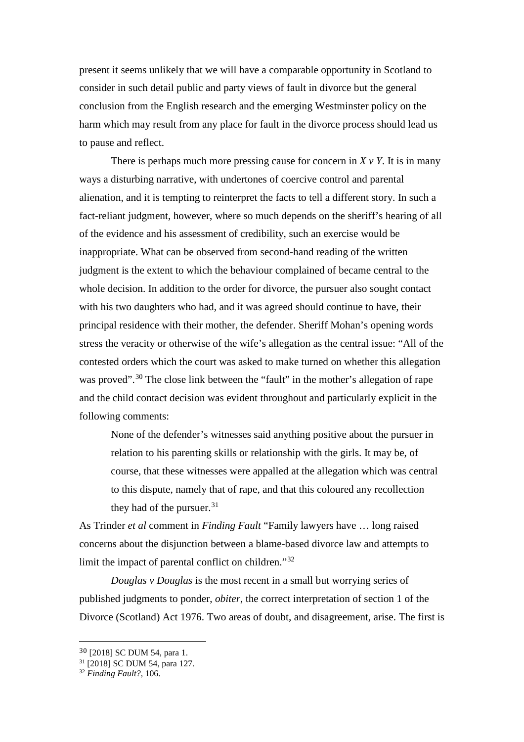present it seems unlikely that we will have a comparable opportunity in Scotland to consider in such detail public and party views of fault in divorce but the general conclusion from the English research and the emerging Westminster policy on the harm which may result from any place for fault in the divorce process should lead us to pause and reflect.

There is perhaps much more pressing cause for concern in *X v Y*. It is in many ways a disturbing narrative, with undertones of coercive control and parental alienation, and it is tempting to reinterpret the facts to tell a different story. In such a fact-reliant judgment, however, where so much depends on the sheriff's hearing of all of the evidence and his assessment of credibility, such an exercise would be inappropriate. What can be observed from second-hand reading of the written judgment is the extent to which the behaviour complained of became central to the whole decision. In addition to the order for divorce, the pursuer also sought contact with his two daughters who had, and it was agreed should continue to have, their principal residence with their mother, the defender. Sheriff Mohan's opening words stress the veracity or otherwise of the wife's allegation as the central issue: "All of the contested orders which the court was asked to make turned on whether this allegation was proved".[30] The close link between the "fault" in the mother's allegation of rape and the child contact decision was evident throughout and particularly explicit in the following comments:

> None of the defender's witnesses said anything positive about the pursuer in relation to his parenting skills or relationship with the girls. It may be, of course, that these witnesses were appalled at the allegation which was central to this dispute, namely that of rape, and that this coloured any recollection they had of the pursuer.[31]

As Trinder *et al* comment in *Finding Fault* "Family lawyers have … long raised concerns about the disjunction between a blame-based divorce law and attempts to limit the impact of parental conflict on children."[32]

*Douglas v Douglas* is the most recent in a small but worrying series of published judgments to ponder, *obiter*, the correct interpretation of section 1 of the Divorce (Scotland) Act 1976. Two areas of doubt, and disagreement, arise. The first is

---

[30] [2018] SC DUM 54, para 1.

[31] [2018] SC DUM 54, para 127.

[32] *Finding Fault?*, 106.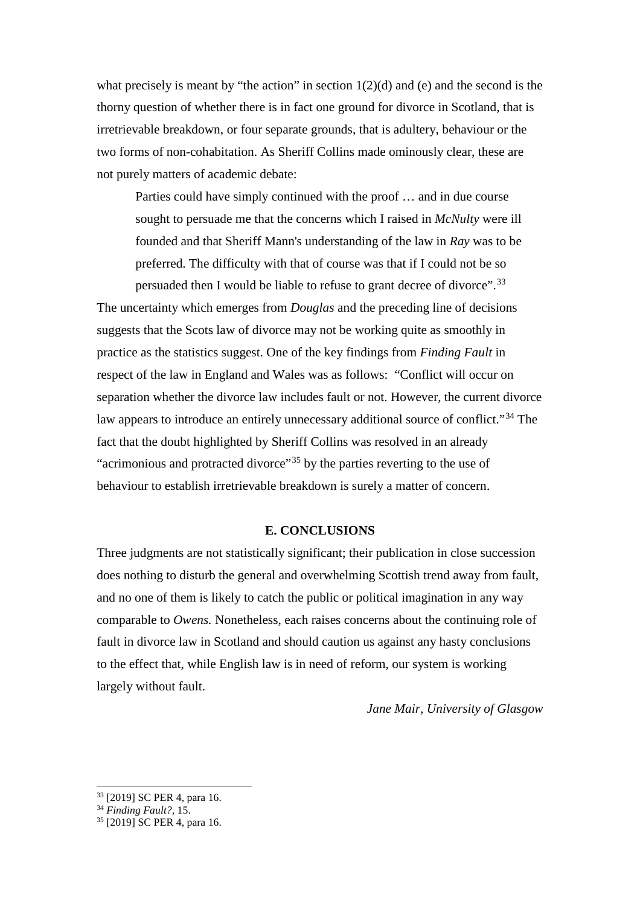what precisely is meant by "the action" in section 1(2)(d) and (e) and the second is the thorny question of whether there is in fact one ground for divorce in Scotland, that is irretrievable breakdown, or four separate grounds, that is adultery, behaviour or the two forms of non-cohabitation. As Sheriff Collins made ominously clear, these are not purely matters of academic debate:

> Parties could have simply continued with the proof … and in due course sought to persuade me that the concerns which I raised in *McNulty* were ill founded and that Sheriff Mann's understanding of the law in *Ray* was to be preferred. The difficulty with that of course was that if I could not be so persuaded then I would be liable to refuse to grant decree of divorce".[33]

The uncertainty which emerges from *Douglas* and the preceding line of decisions suggests that the Scots law of divorce may not be working quite as smoothly in practice as the statistics suggest. One of the key findings from *Finding Fault* in respect of the law in England and Wales was as follows: "Conflict will occur on separation whether the divorce law includes fault or not. However, the current divorce law appears to introduce an entirely unnecessary additional source of conflict."[34] The fact that the doubt highlighted by Sheriff Collins was resolved in an already "acrimonious and protracted divorce"[35] by the parties reverting to the use of behaviour to establish irretrievable breakdown is surely a matter of concern.

## E. CONCLUSIONS

Three judgments are not statistically significant; their publication in close succession does nothing to disturb the general and overwhelming Scottish trend away from fault, and no one of them is likely to catch the public or political imagination in any way comparable to *Owens.* Nonetheless, each raises concerns about the continuing role of fault in divorce law in Scotland and should caution us against any hasty conclusions to the effect that, while English law is in need of reform, our system is working largely without fault.

*Jane Mair, University of Glasgow*

---

[33] [2019] SC PER 4, para 16.

[34] *Finding Fault?,* 15.

[35] [2019] SC PER 4, para 16.